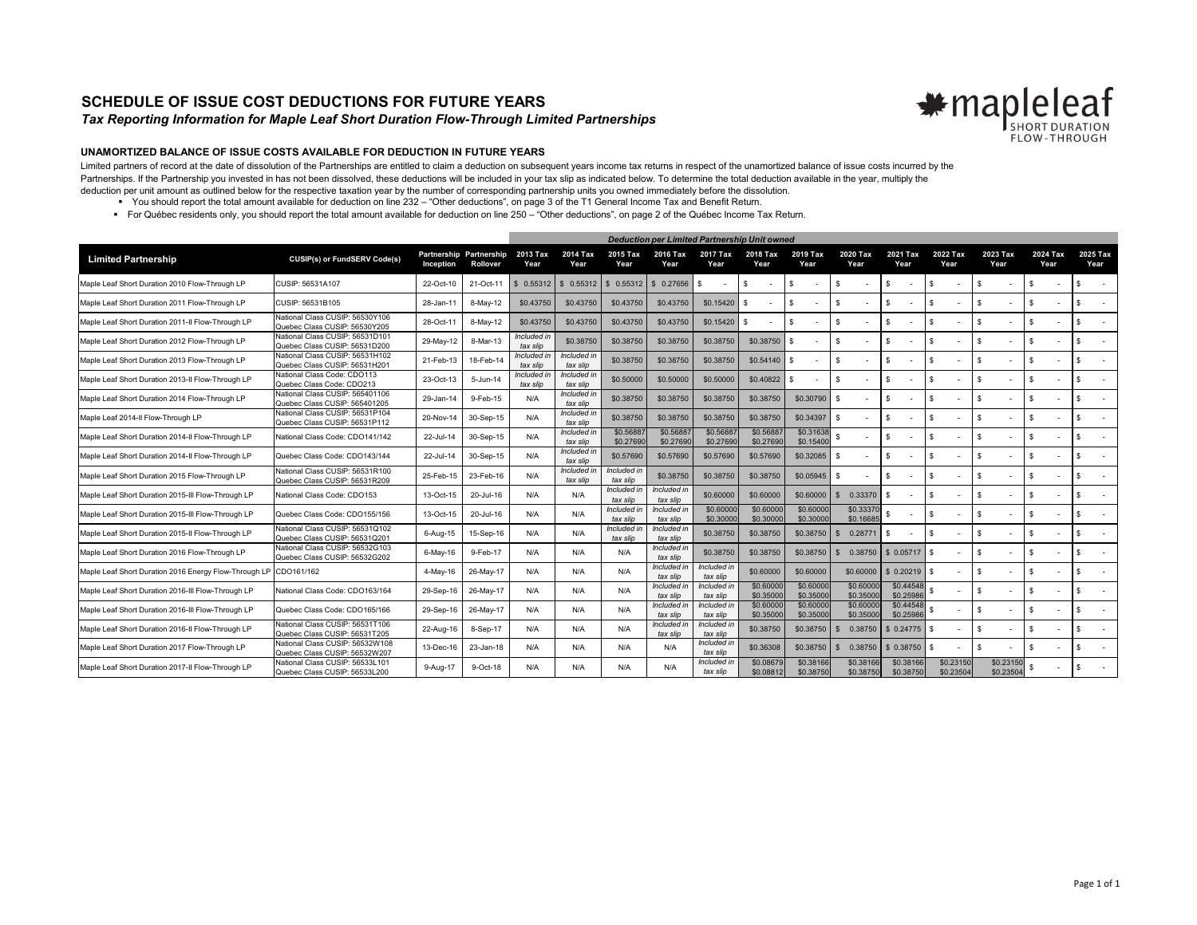# SCHEDULE OF ISSUE COST DEDUCTIONS FOR FUTURE YEARS

***Tax Reporting Information for Maple Leaf Short Duration Flow-Through Limited Partnerships***

### UNAMORTIZED BALANCE OF ISSUE COSTS AVAILABLE FOR DEDUCTION IN FUTURE YEARS

Limited partners of record at the date of dissolution of the Partnerships are entitled to claim a deduction on subsequent years income tax returns in respect of the unamortized balance of issue costs incurred by the Partnerships. If the Partnership you invested in has not been dissolved, these deductions will be included in your tax slip as indicated below. To determine the total deduction available in the year, multiply the deduction per unit amount as outlined below for the respective taxation year by the number of corresponding partnership units you owned immediately before the dissolution.

- You should report the total amount available for deduction on line 232 – "Other deductions", on page 3 of the T1 General Income Tax and Benefit Return.
- For Québec residents only, you should report the total amount available for deduction on line 250 – "Other deductions", on page 2 of the Québec Income Tax Return.

| | | | | Deduction per Limited Partnership Unit owned | | | | | | | | | | | | |
|---|---|---|---|---|---|---|---|---|---|---|---|---|---|---|---|---|
| **Limited Partnership** | **CUSIP(s) or FundSERV Code(s)** | **Partnership Inception** | **Partnership Rollover** | **2013 Tax Year** | **2014 Tax Year** | **2015 Tax Year** | **2016 Tax Year** | **2017 Tax Year** | **2018 Tax Year** | **2019 Tax Year** | **2020 Tax Year** | **2021 Tax Year** | **2022 Tax Year** | **2023 Tax Year** | **2024 Tax Year** | **2025 Tax Year** |
| Maple Leaf Short Duration 2010 Flow-Through LP | CUSIP: 56531A107 | 22-Oct-10 | 21-Oct-11 | $ 0.55312 | $ 0.55312 | $ 0.55312 | $ 0.27656 | $ - | $ - | $ - | $ - | $ - | $ - | $ - | $ - | $ - |
| Maple Leaf Short Duration 2011 Flow-Through LP | CUSIP: 56531B105 | 28-Jan-11 | 8-May-12 | $0.43750 | $0.43750 | $0.43750 | $0.43750 | $0.15420 | $ - | $ - | $ - | $ - | $ - | $ - | $ - | $ - |
| Maple Leaf Short Duration 2011-II Flow-Through LP | National Class CUSIP: 56530Y106<br>Quebec Class CUSIP: 56530Y205 | 28-Oct-11 | 8-May-12 | $0.43750 | $0.43750 | $0.43750 | $0.43750 | $0.15420 | $ - | $ - | $ - | $ - | $ - | $ - | $ - | $ - |
| Maple Leaf Short Duration 2012 Flow-Through LP | National Class CUSIP: 56531D101<br>Quebec Class CUSIP: 56531D200 | 29-May-12 | 8-Mar-13 | *Included in tax slip* | $0.38750 | $0.38750 | $0.38750 | $0.38750 | $0.38750 | $ - | $ - | $ - | $ - | $ - | $ - | $ - |
| Maple Leaf Short Duration 2013 Flow-Through LP | National Class CUSIP: 56531H102<br>Quebec Class CUSIP: 56531H201 | 21-Feb-13 | 18-Feb-14 | *Included in tax slip* | *Included in tax slip* | $0.38750 | $0.38750 | $0.38750 | $0.54140 | $ - | $ - | $ - | $ - | $ - | $ - | $ - |
| Maple Leaf Short Duration 2013-II Flow-Through LP | National Class Code: CDO113<br>Quebec Class Code: CDO213 | 23-Oct-13 | 5-Jun-14 | *Included in tax slip* | *Included in tax slip* | $0.50000 | $0.50000 | $0.50000 | $0.40822 | $ - | $ - | $ - | $ - | $ - | $ - | $ - |
| Maple Leaf Short Duration 2014 Flow-Through LP | National Class CUSIP: 565401106<br>Quebec Class CUSIP: 565401205 | 29-Jan-14 | 9-Feb-15 | N/A | *Included in tax slip* | $0.38750 | $0.38750 | $0.38750 | $0.38750 | $0.30790 | $ - | $ - | $ - | $ - | $ - | $ - |
| Maple Leaf 2014-II Flow-Through LP | National Class CUSIP: 56531P104<br>Quebec Class CUSIP: 56531P112 | 20-Nov-14 | 30-Sep-15 | N/A | *Included in tax slip* | $0.38750 | $0.38750 | $0.38750 | $0.38750 | $0.34397 | $ - | $ - | $ - | $ - | $ - | $ - |
| Maple Leaf Short Duration 2014-II Flow-Through LP | National Class Code: CDO141/142 | 22-Jul-14 | 30-Sep-15 | N/A | *Included in tax slip* | $0.56887<br>$0.27690 | $0.56887<br>$0.27690 | $0.56887<br>$0.27690 | $0.56887<br>$0.27690 | $0.31638<br>$0.15400 | $ - | $ - | $ - | $ - | $ - | $ - |
| Maple Leaf Short Duration 2014-II Flow-Through LP | Quebec Class Code: CDO143/144 | 22-Jul-14 | 30-Sep-15 | N/A | *Included in tax slip* | $0.57690 | $0.57690 | $0.57690 | $0.57690 | $0.32085 | $ - | $ - | $ - | $ - | $ - | $ - |
| Maple Leaf Short Duration 2015 Flow-Through LP | National Class CUSIP: 56531R100<br>Quebec Class CUSIP: 56531R209 | 25-Feb-15 | 23-Feb-16 | N/A | *Included in tax slip* | *Included in tax slip* | $0.38750 | $0.38750 | $0.38750 | $0.05945 | $ - | $ - | $ - | $ - | $ - | $ - |
| Maple Leaf Short Duration 2015-III Flow-Through LP | National Class Code: CDO153 | 13-Oct-15 | 20-Jul-16 | N/A | N/A | *Included in tax slip* | *Included in tax slip* | $0.60000 | $0.60000 | $0.60000 | $ 0.33370 | $ - | $ - | $ - | $ - | $ - |
| Maple Leaf Short Duration 2015-III Flow-Through LP | Quebec Class Code: CDO155/156 | 13-Oct-15 | 20-Jul-16 | N/A | N/A | *Included in tax slip* | *Included in tax slip* | $0.60000<br>$0.30000 | $0.60000<br>$0.30000 | $0.60000<br>$0.30000 | $0.33370<br>$0.16685 | $ - | $ - | $ - | $ - | $ - |
| Maple Leaf Short Duration 2015-II Flow-Through LP | National Class CUSIP: 56531Q102<br>Quebec Class CUSIP: 56531Q201 | 6-Aug-15 | 15-Sep-16 | N/A | N/A | *Included in tax slip* | *Included in tax slip* | $0.38750 | $0.38750 | $0.38750 | $ 0.28771 | $ - | $ - | $ - | $ - | $ - |
| Maple Leaf Short Duration 2016 Flow-Through LP | National Class CUSIP: 56532G103<br>Quebec Class CUSIP: 56532G202 | 6-May-16 | 9-Feb-17 | N/A | N/A | N/A | *Included in tax slip* | $0.38750 | $0.38750 | $0.38750 | $ 0.38750 | $ 0.05717 | $ - | $ - | $ - | $ - |
| Maple Leaf Short Duration 2016 Energy Flow-Through LP | CDO161/162 | 4-May-16 | 26-May-17 | N/A | N/A | N/A | *Included in tax slip* | *Included in tax slip* | $0.60000 | $0.60000 | $0.60000 | $ 0.20219 | $ - | $ - | $ - | $ - |
| Maple Leaf Short Duration 2016-III Flow-Through LP | National Class Code: CDO163/164 | 29-Sep-16 | 26-May-17 | N/A | N/A | N/A | *Included in tax slip* | *Included in tax slip* | $0.60000<br>$0.35000 | $0.60000<br>$0.35000 | $0.60000<br>$0.35000 | $0.44548<br>$0.25986 | $ - | $ - | $ - | $ - |
| Maple Leaf Short Duration 2016-III Flow-Through LP | Quebec Class Code: CDO165/166 | 29-Sep-16 | 26-May-17 | N/A | N/A | N/A | *Included in tax slip* | *Included in tax slip* | $0.60000<br>$0.35000 | $0.60000<br>$0.35000 | $0.60000<br>$0.35000 | $0.44548<br>$0.25986 | $ - | $ - | $ - | $ - |
| Maple Leaf Short Duration 2016-II Flow-Through LP | National Class CUSIP: 56531T106<br>Quebec Class CUSIP: 56531T205 | 22-Aug-16 | 8-Sep-17 | N/A | N/A | N/A | *Included in tax slip* | *Included in tax slip* | $0.38750 | $0.38750 | $ 0.38750 | $ 0.24775 | $ - | $ - | $ - | $ - |
| Maple Leaf Short Duration 2017 Flow-Through LP | National Class CUSIP: 56532W108<br>Quebec Class CUSIP: 56532W207 | 13-Dec-16 | 23-Jan-18 | N/A | N/A | N/A | N/A | *Included in tax slip* | $0.36308 | $0.38750 | $ 0.38750 | $ 0.38750 | $ - | $ - | $ - | $ - |
| Maple Leaf Short Duration 2017-II Flow-Through LP | National Class CUSIP: 56533L101<br>Quebec Class CUSIP: 56533L200 | 9-Aug-17 | 9-Oct-18 | N/A | N/A | N/A | N/A | *Included in tax slip* | $0.08679<br>$0.08812 | $0.38166<br>$0.38750 | $0.38166<br>$0.38750 | $0.38166<br>$0.38750 | $0.23150<br>$0.23504 | $0.23150<br>$0.23504 | $ - | $ - |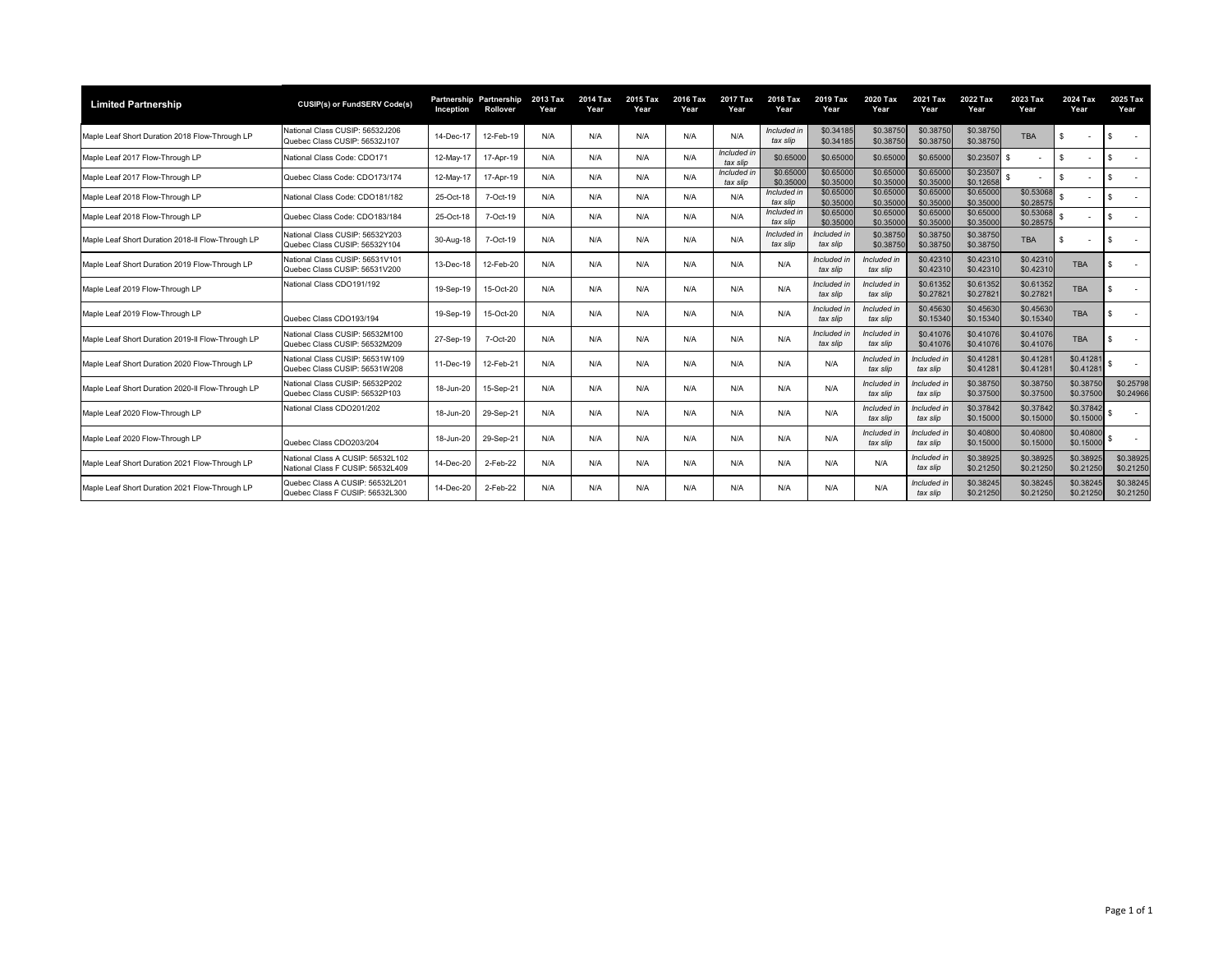| Limited Partnership | CUSIP(s) or FundSERV Code(s) | Partnership Inception | Partnership Rollover | 2013 Tax Year | 2014 Tax Year | 2015 Tax Year | 2016 Tax Year | 2017 Tax Year | 2018 Tax Year | 2019 Tax Year | 2020 Tax Year | 2021 Tax Year | 2022 Tax Year | 2023 Tax Year | 2024 Tax Year | 2025 Tax Year |
|---|---|---|---|---|---|---|---|---|---|---|---|---|---|---|---|---|
| Maple Leaf Short Duration 2018 Flow-Through LP | National Class CUSIP: 56532J206<br>Quebec Class CUSIP: 56532J107 | 14-Dec-17 | 12-Feb-19 | N/A | N/A | N/A | N/A | N/A | *Included in tax slip* | $0.34185<br>$0.34185 | $0.38750<br>$0.38750 | $0.38750<br>$0.38750 | $0.38750<br>$0.38750 | TBA | $ - | $ - |
| Maple Leaf 2017 Flow-Through LP | National Class Code: CDO171 | 12-May-17 | 17-Apr-19 | N/A | N/A | N/A | N/A | *Included in tax slip* | $0.65000 | $0.65000 | $0.65000 | $0.65000 | $0.23507 | $ - | $ - | $ - |
| Maple Leaf 2017 Flow-Through LP | Quebec Class Code: CDO173/174 | 12-May-17 | 17-Apr-19 | N/A | N/A | N/A | N/A | *Included in tax slip* | $0.65000<br>$0.35000 | $0.65000<br>$0.35000 | $0.65000<br>$0.35000 | $0.65000<br>$0.35000 | $0.23507<br>$0.12658 | $ - | $ - | $ - |
| Maple Leaf 2018 Flow-Through LP | National Class Code: CDO181/182 | 25-Oct-18 | 7-Oct-19 | N/A | N/A | N/A | N/A | N/A | *Included in tax slip* | $0.65000<br>$0.35000 | $0.65000<br>$0.35000 | $0.65000<br>$0.35000 | $0.65000<br>$0.35000 | $0.53068<br>$0.28575 | $ - | $ - |
| Maple Leaf 2018 Flow-Through LP | Quebec Class Code: CDO183/184 | 25-Oct-18 | 7-Oct-19 | N/A | N/A | N/A | N/A | N/A | *Included in tax slip* | $0.65000<br>$0.35000 | $0.65000<br>$0.35000 | $0.65000<br>$0.35000 | $0.65000<br>$0.35000 | $0.53068<br>$0.28575 | $ - | $ - |
| Maple Leaf Short Duration 2018-II Flow-Through LP | National Class CUSIP: 56532Y203<br>Quebec Class CUSIP: 56532Y104 | 30-Aug-18 | 7-Oct-19 | N/A | N/A | N/A | N/A | N/A | *Included in tax slip* | *Included in tax slip* | $0.38750<br>$0.38750 | $0.38750<br>$0.38750 | $0.38750<br>$0.38750 | TBA | $ - | $ - |
| Maple Leaf Short Duration 2019 Flow-Through LP | National Class CUSIP: 56531V101<br>Quebec Class CUSIP: 56531V200 | 13-Dec-18 | 12-Feb-20 | N/A | N/A | N/A | N/A | N/A | N/A | *Included in tax slip* | *Included in tax slip* | $0.42310<br>$0.42310 | $0.42310<br>$0.42310 | $0.42310<br>$0.42310 | TBA | $ - |
| Maple Leaf 2019 Flow-Through LP | National Class CDO191/192 | 19-Sep-19 | 15-Oct-20 | N/A | N/A | N/A | N/A | N/A | N/A | *Included in tax slip* | *Included in tax slip* | $0.61352<br>$0.27821 | $0.61352<br>$0.27821 | $0.61352<br>$0.27821 | TBA | $ - |
| Maple Leaf 2019 Flow-Through LP | Quebec Class CDO193/194 | 19-Sep-19 | 15-Oct-20 | N/A | N/A | N/A | N/A | N/A | N/A | *Included in tax slip* | *Included in tax slip* | $0.45630<br>$0.15340 | $0.45630<br>$0.15340 | $0.45630<br>$0.15340 | TBA | $ - |
| Maple Leaf Short Duration 2019-II Flow-Through LP | National Class CUSIP: 56532M100<br>Quebec Class CUSIP: 56532M209 | 27-Sep-19 | 7-Oct-20 | N/A | N/A | N/A | N/A | N/A | N/A | *Included in tax slip* | *Included in tax slip* | $0.41076<br>$0.41076 | $0.41076<br>$0.41076 | $0.41076<br>$0.41076 | TBA | $ - |
| Maple Leaf Short Duration 2020 Flow-Through LP | National Class CUSIP: 56531W109<br>Quebec Class CUSIP: 56531W208 | 11-Dec-19 | 12-Feb-21 | N/A | N/A | N/A | N/A | N/A | N/A | N/A | *Included in tax slip* | *Included in tax slip* | $0.41281<br>$0.41281 | $0.41281<br>$0.41281 | $0.41281<br>$0.41281 | $ - |
| Maple Leaf Short Duration 2020-II Flow-Through LP | National Class CUSIP: 56532P202<br>Quebec Class CUSIP: 56532P103 | 18-Jun-20 | 15-Sep-21 | N/A | N/A | N/A | N/A | N/A | N/A | N/A | *Included in tax slip* | *Included in tax slip* | $0.38750<br>$0.37500 | $0.38750<br>$0.37500 | $0.38750<br>$0.37500 | $0.25798<br>$0.24966 |
| Maple Leaf 2020 Flow-Through LP | National Class CDO201/202 | 18-Jun-20 | 29-Sep-21 | N/A | N/A | N/A | N/A | N/A | N/A | N/A | *Included in tax slip* | *Included in tax slip* | $0.37842<br>$0.15000 | $0.37842<br>$0.15000 | $0.37842<br>$0.15000 | $ - |
| Maple Leaf 2020 Flow-Through LP | Quebec Class CDO203/204 | 18-Jun-20 | 29-Sep-21 | N/A | N/A | N/A | N/A | N/A | N/A | N/A | *Included in tax slip* | *Included in tax slip* | $0.40800<br>$0.15000 | $0.40800<br>$0.15000 | $0.40800<br>$0.15000 | $ - |
| Maple Leaf Short Duration 2021 Flow-Through LP | National Class A CUSIP: 56532L102<br>National Class F CUSIP: 56532L409 | 14-Dec-20 | 2-Feb-22 | N/A | N/A | N/A | N/A | N/A | N/A | N/A | N/A | *Included in tax slip* | $0.38925<br>$0.21250 | $0.38925<br>$0.21250 | $0.38925<br>$0.21250 | $0.38925<br>$0.21250 |
| Maple Leaf Short Duration 2021 Flow-Through LP | Quebec Class A CUSIP: 56532L201<br>Quebec Class F CUSIP: 56532L300 | 14-Dec-20 | 2-Feb-22 | N/A | N/A | N/A | N/A | N/A | N/A | N/A | N/A | *Included in tax slip* | $0.38245<br>$0.21250 | $0.38245<br>$0.21250 | $0.38245<br>$0.21250 | $0.38245<br>$0.21250 |